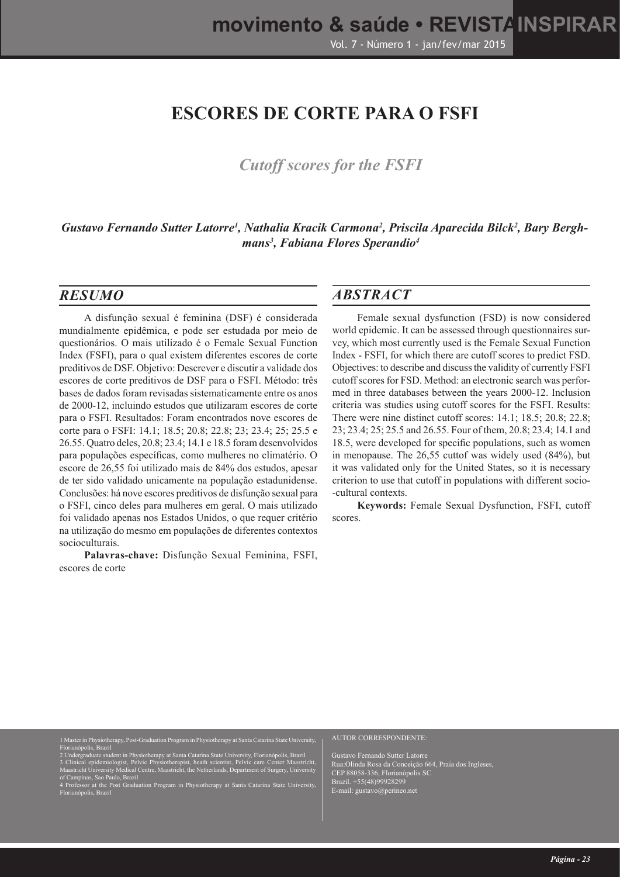# ESCORES DE CORTE PARA O FSFI

## *Cutoff scores for the FSFI*

***Gustavo Fernando Sutter Latorre[1], Nathalia Kracik Carmona[2], Priscila Aparecida Bilck[2], Bary Berghmans[3], Fabiana Flores Sperandio[4]***

## *RESUMO*

A disfunção sexual é feminina (DSF) é considerada mundialmente epidêmica, e pode ser estudada por meio de questionários. O mais utilizado é o Female Sexual Function Index (FSFI), para o qual existem diferentes escores de corte preditivos de DSF. Objetivo: Descrever e discutir a validade dos escores de corte preditivos de DSF para o FSFI. Método: três bases de dados foram revisadas sistematicamente entre os anos de 2000-12, incluindo estudos que utilizaram escores de corte para o FSFI. Resultados: Foram encontrados nove escores de corte para o FSFI: 14.1; 18.5; 20.8; 22.8; 23; 23.4; 25; 25.5 e 26.55. Quatro deles, 20.8; 23.4; 14.1 e 18.5 foram desenvolvidos para populações específicas, como mulheres no climatério. O escore de 26,55 foi utilizado mais de 84% dos estudos, apesar de ter sido validado unicamente na população estadunidense. Conclusões: há nove escores preditivos de disfunção sexual para o FSFI, cinco deles para mulheres em geral. O mais utilizado foi validado apenas nos Estados Unidos, o que requer critério na utilização do mesmo em populações de diferentes contextos socioculturais.

**Palavras-chave:** Disfunção Sexual Feminina, FSFI, escores de corte

## *ABSTRACT*

Female sexual dysfunction (FSD) is now considered world epidemic. It can be assessed through questionnaires survey, which most currently used is the Female Sexual Function Index - FSFI, for which there are cutoff scores to predict FSD. Objectives: to describe and discuss the validity of currently FSFI cutoff scores for FSD. Method: an electronic search was performed in three databases between the years 2000-12. Inclusion criteria was studies using cutoff scores for the FSFI. Results: There were nine distinct cutoff scores: 14.1; 18.5; 20.8; 22.8; 23; 23.4; 25; 25.5 and 26.55. Four of them, 20.8; 23.4; 14.1 and 18.5, were developed for specific populations, such as women in menopause. The 26,55 cuttof was widely used (84%), but it was validated only for the United States, so it is necessary criterion to use that cutoff in populations with different socio-cultural contexts.

**Keywords:** Female Sexual Dysfunction, FSFI, cutoff scores.

---

1 Master in Physiotherapy, Post-Graduation Program in Physiotherapy at Santa Catarina State University, Florianópolis, Brazil
2 Undergraduate student in Physiotherapy at Santa Catarina State University, Florianópolis, Brazil
3 Clinical epidemiologist, Pelvic Physiotherapist, heath scientist, Pelvic care Center Maastricht, Maastricht University Medical Centre, Maastricht, the Netherlands, Department of Surgery, University of Campinas, Sao Paulo, Brazil
4 Professor at the Post Graduation Program in Physiotherapy at Santa Catarina State University, Florianópolis, Brazil

AUTOR CORRESPONDENTE:

Gustavo Fernando Sutter Latorre
Rua:Olinda Rosa da Conceição 664, Praia dos Ingleses,
CEP 88058-336, Florianópolis SC
Brazil. +55(48)99928299
E-mail: gustavo@perineo.net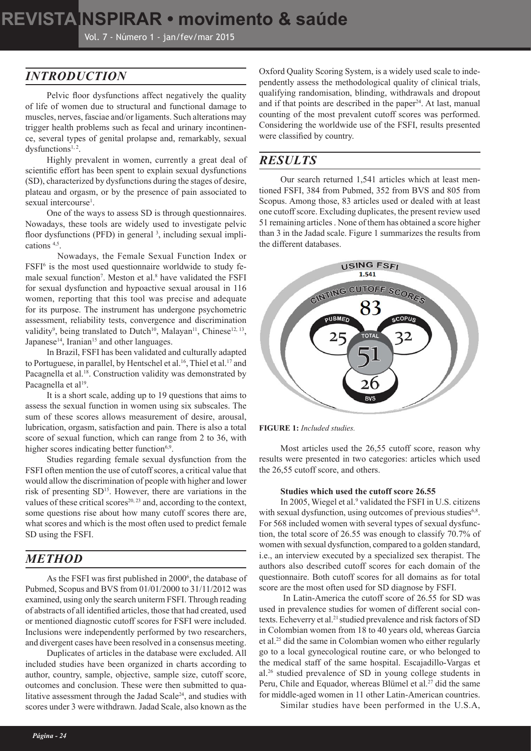## INTRODUCTION

Pelvic floor dysfunctions affect negatively the quality of life of women due to structural and functional damage to muscles, nerves, fasciae and/or ligaments. Such alterations may trigger health problems such as fecal and urinary incontinence, several types of genital prolapse and, remarkably, sexual dysfunctions[1, 2].

Highly prevalent in women, currently a great deal of scientific effort has been spent to explain sexual dysfunctions (SD), characterized by dysfunctions during the stages of desire, plateau and orgasm, or by the presence of pain associated to sexual intercourse[1].

One of the ways to assess SD is through questionnaires. Nowadays, these tools are widely used to investigate pelvic floor dysfunctions (PFD) in general [3], including sexual implications [4,5].

Nowadays, the Female Sexual Function Index or FSFI[6] is the most used questionnaire worldwide to study female sexual function[7]. Meston et al.[8] have validated the FSFI for sexual dysfunction and hypoactive sexual arousal in 116 women, reporting that this tool was precise and adequate for its purpose. The instrument has undergone psychometric assessment, reliability tests, convergence and discrimination validity[9], being translated to Dutch[10], Malayan[11], Chinese[12, 13], Japanese[14], Iranian[15] and other languages.

In Brazil, FSFI has been validated and culturally adapted to Portuguese, in parallel, by Hentschel et al.[16], Thiel et al.[17] and Pacagnella et al.[18]. Construction validity was demonstrated by Pacagnella et al[19].

It is a short scale, adding up to 19 questions that aims to assess the sexual function in women using six subscales. The sum of these scores allows measurement of desire, arousal, lubrication, orgasm, satisfaction and pain. There is also a total score of sexual function, which can range from 2 to 36, with higher scores indicating better function[6,9].

Studies regarding female sexual dysfunction from the FSFI often mention the use of cutoff scores, a critical value that would allow the discrimination of people with higher and lower risk of presenting SD[15]. However, there are variations in the values of these critical scores[20, 23] and, according to the context, some questions rise about how many cutoff scores there are, what scores and which is the most often used to predict female SD using the FSFI.

## METHOD

As the FSFI was first published in 2000[6], the database of Pubmed, Scopus and BVS from 01/01/2000 to 31/11/2012 was examined, using only the search uniterm FSFI. Through reading of abstracts of all identified articles, those that had created, used or mentioned diagnostic cutoff scores for FSFI were included. Inclusions were independently performed by two researchers, and divergent cases have been resolved in a consensus meeting.

Duplicates of articles in the database were excluded. All included studies have been organized in charts according to author, country, sample, objective, sample size, cutoff score, outcomes and conclusion. These were then submitted to qualitative assessment through the Jadad Scale[24], and studies with scores under 3 were withdrawn. Jadad Scale, also known as the Oxford Quality Scoring System, is a widely used scale to independently assess the methodological quality of clinical trials, qualifying randomisation, blinding, withdrawals and dropout and if that points are described in the paper[24]. At last, manual counting of the most prevalent cutoff scores was performed. Considering the worldwide use of the FSFI, results presented were classified by country.

## RESULTS

Our search returned 1,541 articles which at least mentioned FSFI, 384 from Pubmed, 352 from BVS and 805 from Scopus. Among those, 83 articles used or dealed with at least one cutoff score. Excluding duplicates, the present review used 51 remaining articles . None of them has obtained a score higher than 3 in the Jadad scale. Figure 1 summarizes the results from the different databases.

USING FSFI 1.541 — CINTING CUTOFF SCORES 83 — PUBMED 25 — SCOPUS 32 — BVS 26 — TOTAL 51

**FIGURE 1:** *Included studies.*

Most articles used the 26,55 cutoff score, reason why results were presented in two categories: articles which used the 26,55 cutoff score, and others.

### Studies which used the cutoff score 26.55

In 2005, Wiegel et al.[9] validated the FSFI in U.S. citizens with sexual dysfunction, using outcomes of previous studies[6,8]. For 568 included women with several types of sexual dysfunction, the total score of 26.55 was enough to classify 70.7% of women with sexual dysfunction, compared to a golden standard, i.e., an interview executed by a specialized sex therapist. The authors also described cutoff scores for each domain of the questionnaire. Both cutoff scores for all domains as for total score are the most often used for SD diagnose by FSFI.

In Latin-America the cutoff score of 26.55 for SD was used in prevalence studies for women of different social contexts. Echeverry et al.[21] studied prevalence and risk factors of SD in Colombian women from 18 to 40 years old, whereas Garcia et al.[25] did the same in Colombian women who either regularly go to a local gynecological routine care, or who belonged to the medical staff of the same hospital. Escajadillo-Vargas et al.[26] studied prevalence of SD in young college students in Peru, Chile and Equador, whereas Blümel et al.[27] did the same for middle-aged women in 11 other Latin-American countries.

Similar studies have been performed in the U.S.A,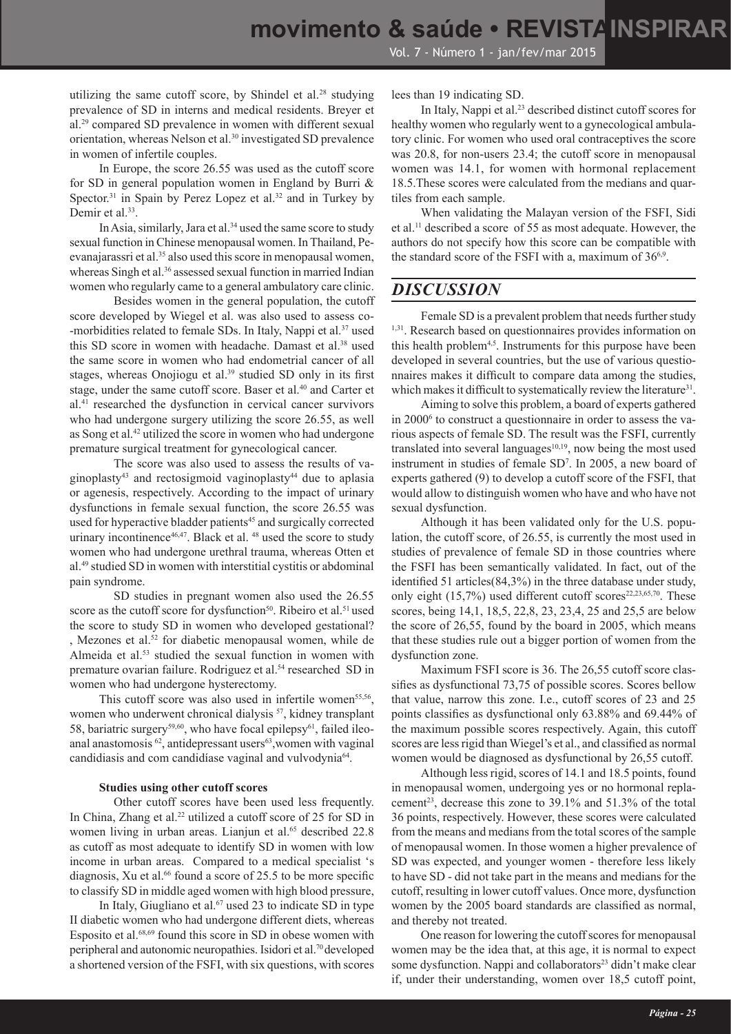utilizing the same cutoff score, by Shindel et al.[28] studying prevalence of SD in interns and medical residents. Breyer et al.[29] compared SD prevalence in women with different sexual orientation, whereas Nelson et al.[30] investigated SD prevalence in women of infertile couples.

In Europe, the score 26.55 was used as the cutoff score for SD in general population women in England by Burri & Spector.[31] in Spain by Perez Lopez et al.[32] and in Turkey by Demir et al.[33].

In Asia, similarly, Jara et al.[34] used the same score to study sexual function in Chinese menopausal women. In Thailand, Peevanajarassri et al.[35] also used this score in menopausal women, whereas Singh et al.[36] assessed sexual function in married Indian women who regularly came to a general ambulatory care clinic.

Besides women in the general population, the cutoff score developed by Wiegel et al. was also used to assess co-morbidities related to female SDs. In Italy, Nappi et al.[37] used this SD score in women with headache. Damast et al.[38] used the same score in women who had endometrial cancer of all stages, whereas Onojiogu et al.[39] studied SD only in its first stage, under the same cutoff score. Baser et al.[40] and Carter et al.[41] researched the dysfunction in cervical cancer survivors who had undergone surgery utilizing the score 26.55, as well as Song et al.[42] utilized the score in women who had undergone premature surgical treatment for gynecological cancer.

The score was also used to assess the results of vaginoplasty[43] and rectosigmoid vaginoplasty[44] due to aplasia or agenesis, respectively. According to the impact of urinary dysfunctions in female sexual function, the score 26.55 was used for hyperactive bladder patients[45] and surgically corrected urinary incontinence[46,47]. Black et al. [48] used the score to study women who had undergone urethral trauma, whereas Otten et al.[49] studied SD in women with interstitial cystitis or abdominal pain syndrome.

SD studies in pregnant women also used the 26.55 score as the cutoff score for dysfunction[50]. Ribeiro et al.[51] used the score to study SD in women who developed gestational? , Mezones et al.[52] for diabetic menopausal women, while de Almeida et al.[53] studied the sexual function in women with premature ovarian failure. Rodriguez et al.[54] researched SD in women who had undergone hysterectomy.

This cutoff score was also used in infertile women[55,56], women who underwent chronical dialysis [57], kidney transplant 58, bariatric surgery[59,60], who have focal epilepsy[61], failed ileo-anal anastomosis [62], antidepressant users[63],women with vaginal candidiasis and com candidíase vaginal and vulvodynia[64].

**Studies using other cutoff scores**

Other cutoff scores have been used less frequently. In China, Zhang et al.[22] utilized a cutoff score of 25 for SD in women living in urban areas. Lianjun et al.[65] described 22.8 as cutoff as most adequate to identify SD in women with low income in urban areas. Compared to a medical specialist 's diagnosis, Xu et al.[66] found a score of 25.5 to be more specific to classify SD in middle aged women with high blood pressure,

In Italy, Giugliano et al.[67] used 23 to indicate SD in type II diabetic women who had undergone different diets, whereas Esposito et al.[68,69] found this score in SD in obese women with peripheral and autonomic neuropathies. Isidori et al.[70] developed a shortened version of the FSFI, with six questions, with scores lees than 19 indicating SD.

In Italy, Nappi et al.[23] described distinct cutoff scores for healthy women who regularly went to a gynecological ambulatory clinic. For women who used oral contraceptives the score was 20.8, for non-users 23.4; the cutoff score in menopausal women was 14.1, for women with hormonal replacement 18.5.These scores were calculated from the medians and quartiles from each sample.

When validating the Malayan version of the FSFI, Sidi et al.[11] described a score of 55 as most adequate. However, the authors do not specify how this score can be compatible with the standard score of the FSFI with a, maximum of 36[6,9].

## DISCUSSION

Female SD is a prevalent problem that needs further study [1,31]. Research based on questionnaires provides information on this health problem[4,5]. Instruments for this purpose have been developed in several countries, but the use of various questionnaires makes it difficult to compare data among the studies, which makes it difficult to systematically review the literature[31].

Aiming to solve this problem, a board of experts gathered in 2000[6] to construct a questionnaire in order to assess the various aspects of female SD. The result was the FSFI, currently translated into several languages[10,19], now being the most used instrument in studies of female SD[7]. In 2005, a new board of experts gathered (9) to develop a cutoff score of the FSFI, that would allow to distinguish women who have and who have not sexual dysfunction.

Although it has been validated only for the U.S. population, the cutoff score, of 26.55, is currently the most used in studies of prevalence of female SD in those countries where the FSFI has been semantically validated. In fact, out of the identified 51 articles(84,3%) in the three database under study, only eight (15,7%) used different cutoff scores[22,23,65,70]. These scores, being 14,1, 18,5, 22,8, 23, 23,4, 25 and 25,5 are below the score of 26,55, found by the board in 2005, which means that these studies rule out a bigger portion of women from the dysfunction zone.

Maximum FSFI score is 36. The 26,55 cutoff score classifies as dysfunctional 73,75 of possible scores. Scores bellow that value, narrow this zone. I.e., cutoff scores of 23 and 25 points classifies as dysfunctional only 63.88% and 69.44% of the maximum possible scores respectively. Again, this cutoff scores are less rigid than Wiegel's et al., and classified as normal women would be diagnosed as dysfunctional by 26,55 cutoff.

Although less rigid, scores of 14.1 and 18.5 points, found in menopausal women, undergoing yes or no hormonal replacement[23], decrease this zone to 39.1% and 51.3% of the total 36 points, respectively. However, these scores were calculated from the means and medians from the total scores of the sample of menopausal women. In those women a higher prevalence of SD was expected, and younger women - therefore less likely to have SD - did not take part in the means and medians for the cutoff, resulting in lower cutoff values. Once more, dysfunction women by the 2005 board standards are classified as normal, and thereby not treated.

One reason for lowering the cutoff scores for menopausal women may be the idea that, at this age, it is normal to expect some dysfunction. Nappi and collaborators[23] didn't make clear if, under their understanding, women over 18,5 cutoff point,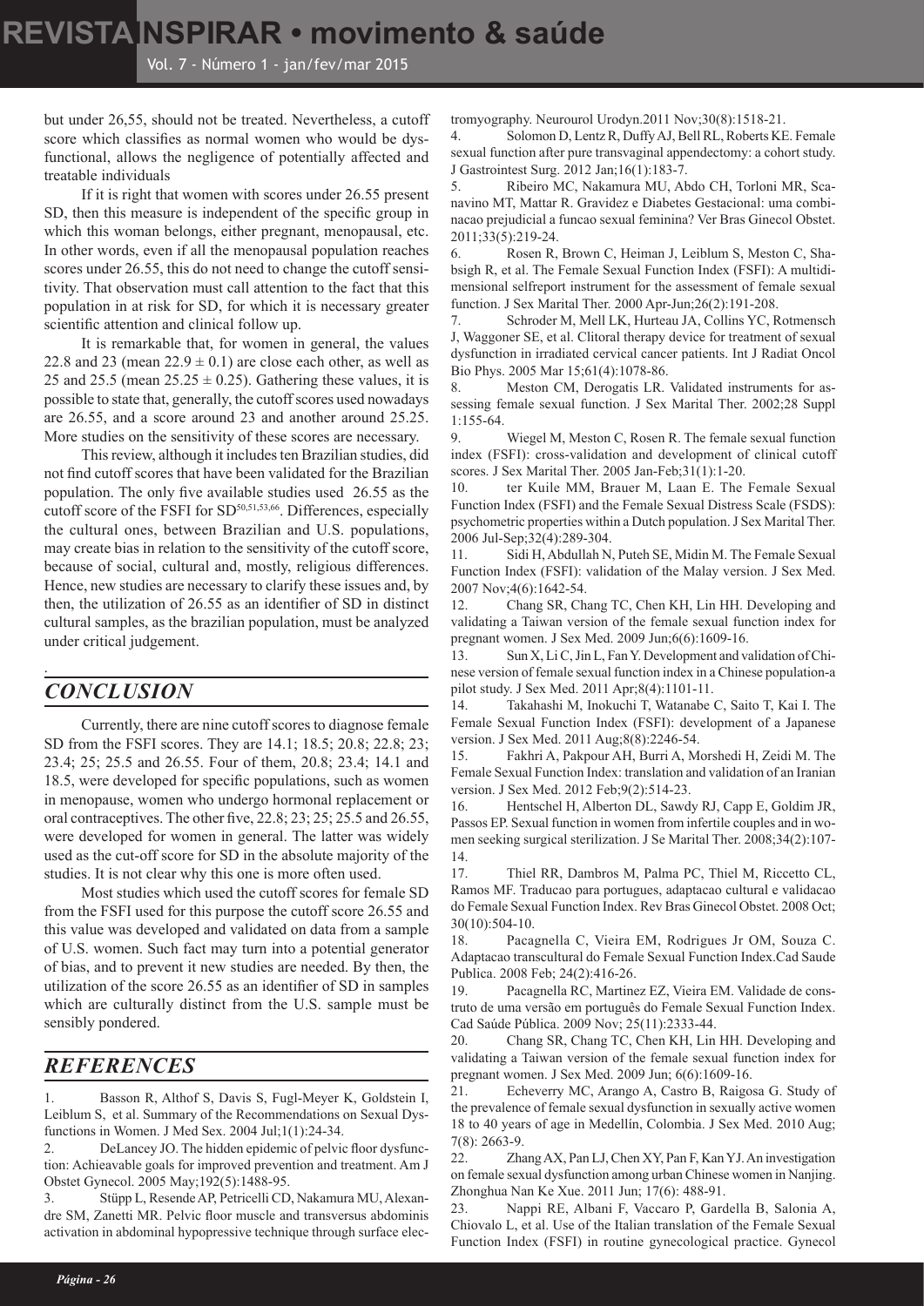but under 26,55, should not be treated. Nevertheless, a cutoff score which classifies as normal women who would be dysfunctional, allows the negligence of potentially affected and treatable individuals

If it is right that women with scores under 26.55 present SD, then this measure is independent of the specific group in which this woman belongs, either pregnant, menopausal, etc. In other words, even if all the menopausal population reaches scores under 26.55, this do not need to change the cutoff sensitivity. That observation must call attention to the fact that this population in at risk for SD, for which it is necessary greater scientific attention and clinical follow up.

It is remarkable that, for women in general, the values 22.8 and 23 (mean $22.9 \pm 0.1$) are close each other, as well as 25 and 25.5 (mean $25.25 \pm 0.25$). Gathering these values, it is possible to state that, generally, the cutoff scores used nowadays are 26.55, and a score around 23 and another around 25.25. More studies on the sensitivity of these scores are necessary.

This review, although it includes ten Brazilian studies, did not find cutoff scores that have been validated for the Brazilian population. The only five available studies used 26.55 as the cutoff score of the FSFI for SD[50,51,53,66]. Differences, especially the cultural ones, between Brazilian and U.S. populations, may create bias in relation to the sensitivity of the cutoff score, because of social, cultural and, mostly, religious differences. Hence, new studies are necessary to clarify these issues and, by then, the utilization of 26.55 as an identifier of SD in distinct cultural samples, as the brazilian population, must be analyzed under critical judgement.

## *CONCLUSION*

Currently, there are nine cutoff scores to diagnose female SD from the FSFI scores. They are 14.1; 18.5; 20.8; 22.8; 23; 23.4; 25; 25.5 and 26.55. Four of them, 20.8; 23.4; 14.1 and 18.5, were developed for specific populations, such as women in menopause, women who undergo hormonal replacement or oral contraceptives. The other five, 22.8; 23; 25; 25.5 and 26.55, were developed for women in general. The latter was widely used as the cut-off score for SD in the absolute majority of the studies. It is not clear why this one is more often used.

Most studies which used the cutoff scores for female SD from the FSFI used for this purpose the cutoff score 26.55 and this value was developed and validated on data from a sample of U.S. women. Such fact may turn into a potential generator of bias, and to prevent it new studies are needed. By then, the utilization of the score 26.55 as an identifier of SD in samples which are culturally distinct from the U.S. sample must be sensibly pondered.

## *REFERENCES*

1. Basson R, Althof S, Davis S, Fugl-Meyer K, Goldstein I, Leiblum S, et al. Summary of the Recommendations on Sexual Dysfunctions in Women. J Med Sex. 2004 Jul;1(1):24-34.
2. DeLancey JO. The hidden epidemic of pelvic floor dysfunction: Achieavable goals for improved prevention and treatment. Am J Obstet Gynecol. 2005 May;192(5):1488-95.
3. Stüpp L, Resende AP, Petricelli CD, Nakamura MU, Alexandre SM, Zanetti MR. Pelvic floor muscle and transversus abdominis activation in abdominal hypopressive technique through surface electromyography. Neurourol Urodyn.2011 Nov;30(8):1518-21.
4. Solomon D, Lentz R, Duffy AJ, Bell RL, Roberts KE. Female sexual function after pure transvaginal appendectomy: a cohort study. J Gastrointest Surg. 2012 Jan;16(1):183-7.
5. Ribeiro MC, Nakamura MU, Abdo CH, Torloni MR, Scanavino MT, Mattar R. Gravidez e Diabetes Gestacional: uma combinacao prejudicial a funcao sexual feminina? Ver Bras Ginecol Obstet. 2011;33(5):219-24.
6. Rosen R, Brown C, Heiman J, Leiblum S, Meston C, Shabsigh R, et al. The Female Sexual Function Index (FSFI): A multidimensional selfreport instrument for the assessment of female sexual function. J Sex Marital Ther. 2000 Apr-Jun;26(2):191-208.
7. Schroder M, Mell LK, Hurteau JA, Collins YC, Rotmensch J, Waggoner SE, et al. Clitoral therapy device for treatment of sexual dysfunction in irradiated cervical cancer patients. Int J Radiat Oncol Bio Phys. 2005 Mar 15;61(4):1078-86.
8. Meston CM, Derogatis LR. Validated instruments for assessing female sexual function. J Sex Marital Ther. 2002;28 Suppl 1:155-64.
9. Wiegel M, Meston C, Rosen R. The female sexual function index (FSFI): cross-validation and development of clinical cutoff scores. J Sex Marital Ther. 2005 Jan-Feb;31(1):1-20.
10. ter Kuile MM, Brauer M, Laan E. The Female Sexual Function Index (FSFI) and the Female Sexual Distress Scale (FSDS): psychometric properties within a Dutch population. J Sex Marital Ther. 2006 Jul-Sep;32(4):289-304.
11. Sidi H, Abdullah N, Puteh SE, Midin M. The Female Sexual Function Index (FSFI): validation of the Malay version. J Sex Med. 2007 Nov;4(6):1642-54.
12. Chang SR, Chang TC, Chen KH, Lin HH. Developing and validating a Taiwan version of the female sexual function index for pregnant women. J Sex Med. 2009 Jun;6(6):1609-16.
13. Sun X, Li C, Jin L, Fan Y. Development and validation of Chinese version of female sexual function index in a Chinese population-a pilot study. J Sex Med. 2011 Apr;8(4):1101-11.
14. Takahashi M, Inokuchi T, Watanabe C, Saito T, Kai I. The Female Sexual Function Index (FSFI): development of a Japanese version. J Sex Med. 2011 Aug;8(8):2246-54.
15. Fakhri A, Pakpour AH, Burri A, Morshedi H, Zeidi M. The Female Sexual Function Index: translation and validation of an Iranian version. J Sex Med. 2012 Feb;9(2):514-23.
16. Hentschel H, Alberton DL, Sawdy RJ, Capp E, Goldim JR, Passos EP. Sexual function in women from infertile couples and in women seeking surgical sterilization. J Se Marital Ther. 2008;34(2):107-14.
17. Thiel RR, Dambros M, Palma PC, Thiel M, Riccetto CL, Ramos MF. Traducao para portugues, adaptacao cultural e validacao do Female Sexual Function Index. Rev Bras Ginecol Obstet. 2008 Oct; 30(10):504-10.
18. Pacagnella C, Vieira EM, Rodrigues Jr OM, Souza C. Adaptacao transcultural do Female Sexual Function Index.Cad Saude Publica. 2008 Feb; 24(2):416-26.
19. Pacagnella RC, Martinez EZ, Vieira EM. Validade de construto de uma versão em português do Female Sexual Function Index. Cad Saúde Pública. 2009 Nov; 25(11):2333-44.
20. Chang SR, Chang TC, Chen KH, Lin HH. Developing and validating a Taiwan version of the female sexual function index for pregnant women. J Sex Med. 2009 Jun; 6(6):1609-16.
21. Echeverry MC, Arango A, Castro B, Raigosa G. Study of the prevalence of female sexual dysfunction in sexually active women 18 to 40 years of age in Medellín, Colombia. J Sex Med. 2010 Aug; 7(8): 2663-9.
22. Zhang AX, Pan LJ, Chen XY, Pan F, Kan YJ. An investigation on female sexual dysfunction among urban Chinese women in Nanjing. Zhonghua Nan Ke Xue. 2011 Jun; 17(6): 488-91.
23. Nappi RE, Albani F, Vaccaro P, Gardella B, Salonia A, Chiovalo L, et al. Use of the Italian translation of the Female Sexual Function Index (FSFI) in routine gynecological practice. Gynecol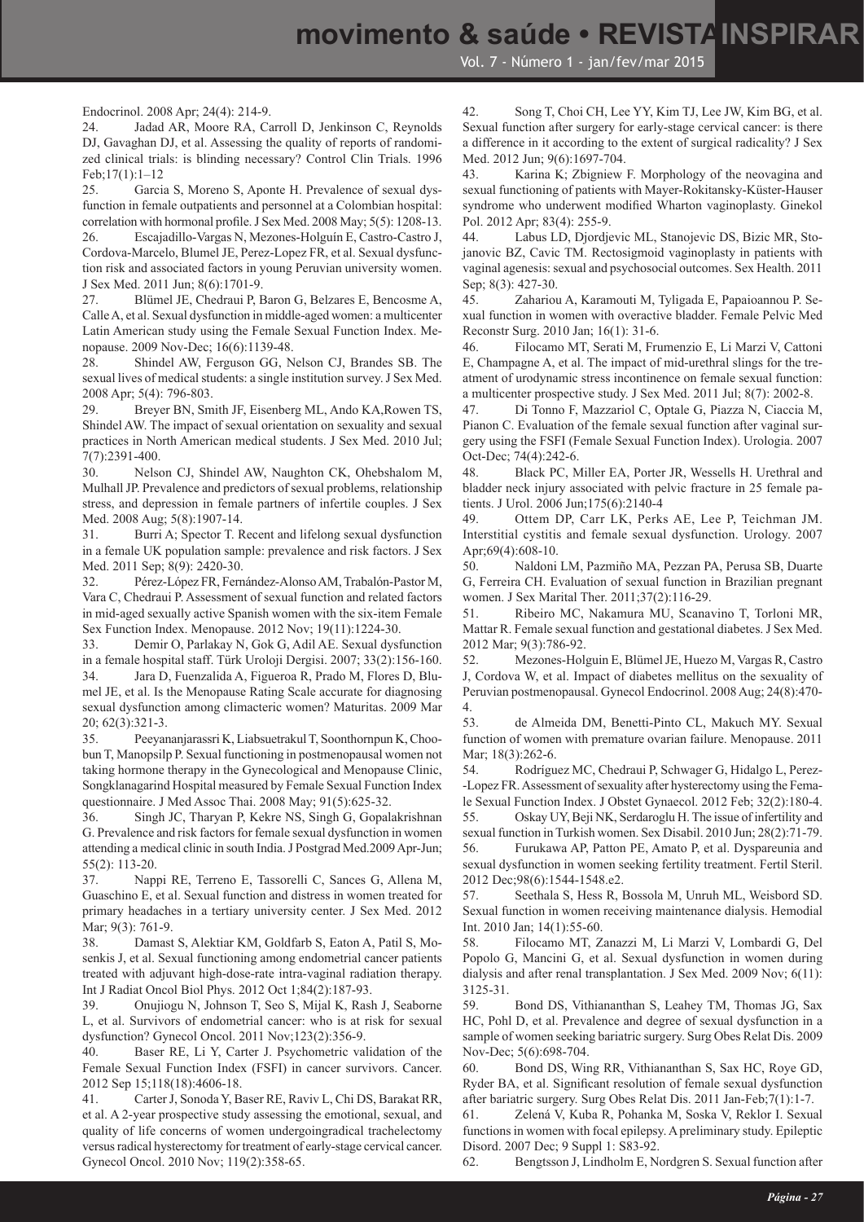Endocrinol. 2008 Apr; 24(4): 214-9.

24. Jadad AR, Moore RA, Carroll D, Jenkinson C, Reynolds DJ, Gavaghan DJ, et al. Assessing the quality of reports of randomized clinical trials: is blinding necessary? Control Clin Trials. 1996 Feb;17(1):1–12

25. Garcia S, Moreno S, Aponte H. Prevalence of sexual dysfunction in female outpatients and personnel at a Colombian hospital: correlation with hormonal profile. J Sex Med. 2008 May; 5(5): 1208-13.

26. Escajadillo-Vargas N, Mezones-Holguín E, Castro-Castro J, Cordova-Marcelo, Blumel JE, Perez-Lopez FR, et al. Sexual dysfunction risk and associated factors in young Peruvian university women. J Sex Med. 2011 Jun; 8(6):1701-9.

27. Blümel JE, Chedraui P, Baron G, Belzares E, Bencosme A, Calle A, et al. Sexual dysfunction in middle-aged women: a multicenter Latin American study using the Female Sexual Function Index. Menopause. 2009 Nov-Dec; 16(6):1139-48.

28. Shindel AW, Ferguson GG, Nelson CJ, Brandes SB. The sexual lives of medical students: a single institution survey. J Sex Med. 2008 Apr; 5(4): 796-803.

29. Breyer BN, Smith JF, Eisenberg ML, Ando KA,Rowen TS, Shindel AW. The impact of sexual orientation on sexuality and sexual practices in North American medical students. J Sex Med. 2010 Jul; 7(7):2391-400.

30. Nelson CJ, Shindel AW, Naughton CK, Ohebshalom M, Mulhall JP. Prevalence and predictors of sexual problems, relationship stress, and depression in female partners of infertile couples. J Sex Med. 2008 Aug; 5(8):1907-14.

31. Burri A; Spector T. Recent and lifelong sexual dysfunction in a female UK population sample: prevalence and risk factors. J Sex Med. 2011 Sep; 8(9): 2420-30.

32. Pérez-López FR, Fernández-Alonso AM, Trabalón-Pastor M, Vara C, Chedraui P. Assessment of sexual function and related factors in mid-aged sexually active Spanish women with the six-item Female Sex Function Index. Menopause. 2012 Nov; 19(11):1224-30.

33. Demir O, Parlakay N, Gok G, Adil AE. Sexual dysfunction in a female hospital staff. Türk Uroloji Dergisi. 2007; 33(2):156-160.

34. Jara D, Fuenzalida A, Figueroa R, Prado M, Flores D, Blumel JE, et al. Is the Menopause Rating Scale accurate for diagnosing sexual dysfunction among climacteric women? Maturitas. 2009 Mar 20; 62(3):321-3.

35. Peeyananjarassri K, Liabsuetrakul T, Soonthornpun K, Choobun T, Manopsilp P. Sexual functioning in postmenopausal women not taking hormone therapy in the Gynecological and Menopause Clinic, Songklanagarind Hospital measured by Female Sexual Function Index questionnaire. J Med Assoc Thai. 2008 May; 91(5):625-32.

36. Singh JC, Tharyan P, Kekre NS, Singh G, Gopalakrishnan G. Prevalence and risk factors for female sexual dysfunction in women attending a medical clinic in south India. J Postgrad Med.2009 Apr-Jun; 55(2): 113-20.

37. Nappi RE, Terreno E, Tassorelli C, Sances G, Allena M, Guaschino E, et al. Sexual function and distress in women treated for primary headaches in a tertiary university center. J Sex Med. 2012 Mar; 9(3): 761-9.

38. Damast S, Alektiar KM, Goldfarb S, Eaton A, Patil S, Mosenkis J, et al. Sexual functioning among endometrial cancer patients treated with adjuvant high-dose-rate intra-vaginal radiation therapy. Int J Radiat Oncol Biol Phys. 2012 Oct 1;84(2):187-93.

39. Onujiogu N, Johnson T, Seo S, Mijal K, Rash J, Seaborne L, et al. Survivors of endometrial cancer: who is at risk for sexual dysfunction? Gynecol Oncol. 2011 Nov;123(2):356-9.

40. Baser RE, Li Y, Carter J. Psychometric validation of the Female Sexual Function Index (FSFI) in cancer survivors. Cancer. 2012 Sep 15;118(18):4606-18.

41. Carter J, Sonoda Y, Baser RE, Raviv L, Chi DS, Barakat RR, et al. A 2-year prospective study assessing the emotional, sexual, and quality of life concerns of women undergoingradical trachelectomy versus radical hysterectomy for treatment of early-stage cervical cancer. Gynecol Oncol. 2010 Nov; 119(2):358-65.

42. Song T, Choi CH, Lee YY, Kim TJ, Lee JW, Kim BG, et al. Sexual function after surgery for early-stage cervical cancer: is there a difference in it according to the extent of surgical radicality? J Sex Med. 2012 Jun; 9(6):1697-704.

43. Karina K; Zbigniew F. Morphology of the neovagina and sexual functioning of patients with Mayer-Rokitansky-Küster-Hauser syndrome who underwent modified Wharton vaginoplasty. Ginekol Pol. 2012 Apr; 83(4): 255-9.

44. Labus LD, Djordjevic ML, Stanojevic DS, Bizic MR, Stojanovic BZ, Cavic TM. Rectosigmoid vaginoplasty in patients with vaginal agenesis: sexual and psychosocial outcomes. Sex Health. 2011 Sep; 8(3): 427-30.

45. Zahariou A, Karamouti M, Tyligada E, Papaioannou P. Sexual function in women with overactive bladder. Female Pelvic Med Reconstr Surg. 2010 Jan; 16(1): 31-6.

46. Filocamo MT, Serati M, Frumenzio E, Li Marzi V, Cattoni E, Champagne A, et al. The impact of mid-urethral slings for the treatment of urodynamic stress incontinence on female sexual function: a multicenter prospective study. J Sex Med. 2011 Jul; 8(7): 2002-8.

47. Di Tonno F, Mazzariol C, Optale G, Piazza N, Ciaccia M, Pianon C. Evaluation of the female sexual function after vaginal surgery using the FSFI (Female Sexual Function Index). Urologia. 2007 Oct-Dec; 74(4):242-6.

48. Black PC, Miller EA, Porter JR, Wessells H. Urethral and bladder neck injury associated with pelvic fracture in 25 female patients. J Urol. 2006 Jun;175(6):2140-4

49. Ottem DP, Carr LK, Perks AE, Lee P, Teichman JM. Interstitial cystitis and female sexual dysfunction. Urology. 2007 Apr;69(4):608-10.

50. Naldoni LM, Pazmiño MA, Pezzan PA, Perusa SB, Duarte G, Ferreira CH. Evaluation of sexual function in Brazilian pregnant women. J Sex Marital Ther. 2011;37(2):116-29.

51. Ribeiro MC, Nakamura MU, Scanavino T, Torloni MR, Mattar R. Female sexual function and gestational diabetes. J Sex Med. 2012 Mar; 9(3):786-92.

52. Mezones-Holguin E, Blümel JE, Huezo M, Vargas R, Castro J, Cordova W, et al. Impact of diabetes mellitus on the sexuality of Peruvian postmenopausal. Gynecol Endocrinol. 2008 Aug; 24(8):470-4.

53. de Almeida DM, Benetti-Pinto CL, Makuch MY. Sexual function of women with premature ovarian failure. Menopause. 2011 Mar; 18(3):262-6.

54. Rodríguez MC, Chedraui P, Schwager G, Hidalgo L, Perez--Lopez FR. Assessment of sexuality after hysterectomy using the Female Sexual Function Index. J Obstet Gynaecol. 2012 Feb; 32(2):180-4.

55. Oskay UY, Beji NK, Serdaroglu H. The issue of infertility and sexual function in Turkish women. Sex Disabil. 2010 Jun; 28(2):71-79.

56. Furukawa AP, Patton PE, Amato P, et al. Dyspareunia and sexual dysfunction in women seeking fertility treatment. Fertil Steril. 2012 Dec;98(6):1544-1548.e2.

57. Seethala S, Hess R, Bossola M, Unruh ML, Weisbord SD. Sexual function in women receiving maintenance dialysis. Hemodial Int. 2010 Jan; 14(1):55-60.

58. Filocamo MT, Zanazzi M, Li Marzi V, Lombardi G, Del Popolo G, Mancini G, et al. Sexual dysfunction in women during dialysis and after renal transplantation. J Sex Med. 2009 Nov; 6(11): 3125-31.

59. Bond DS, Vithiananthan S, Leahey TM, Thomas JG, Sax HC, Pohl D, et al. Prevalence and degree of sexual dysfunction in a sample of women seeking bariatric surgery. Surg Obes Relat Dis. 2009 Nov-Dec; 5(6):698-704.

60. Bond DS, Wing RR, Vithiananthan S, Sax HC, Roye GD, Ryder BA, et al. Significant resolution of female sexual dysfunction after bariatric surgery. Surg Obes Relat Dis. 2011 Jan-Feb;7(1):1-7.

61. Zelená V, Kuba R, Pohanka M, Soska V, Reklor I. Sexual functions in women with focal epilepsy. A preliminary study. Epileptic Disord. 2007 Dec; 9 Suppl 1: S83-92.

62. Bengtsson J, Lindholm E, Nordgren S. Sexual function after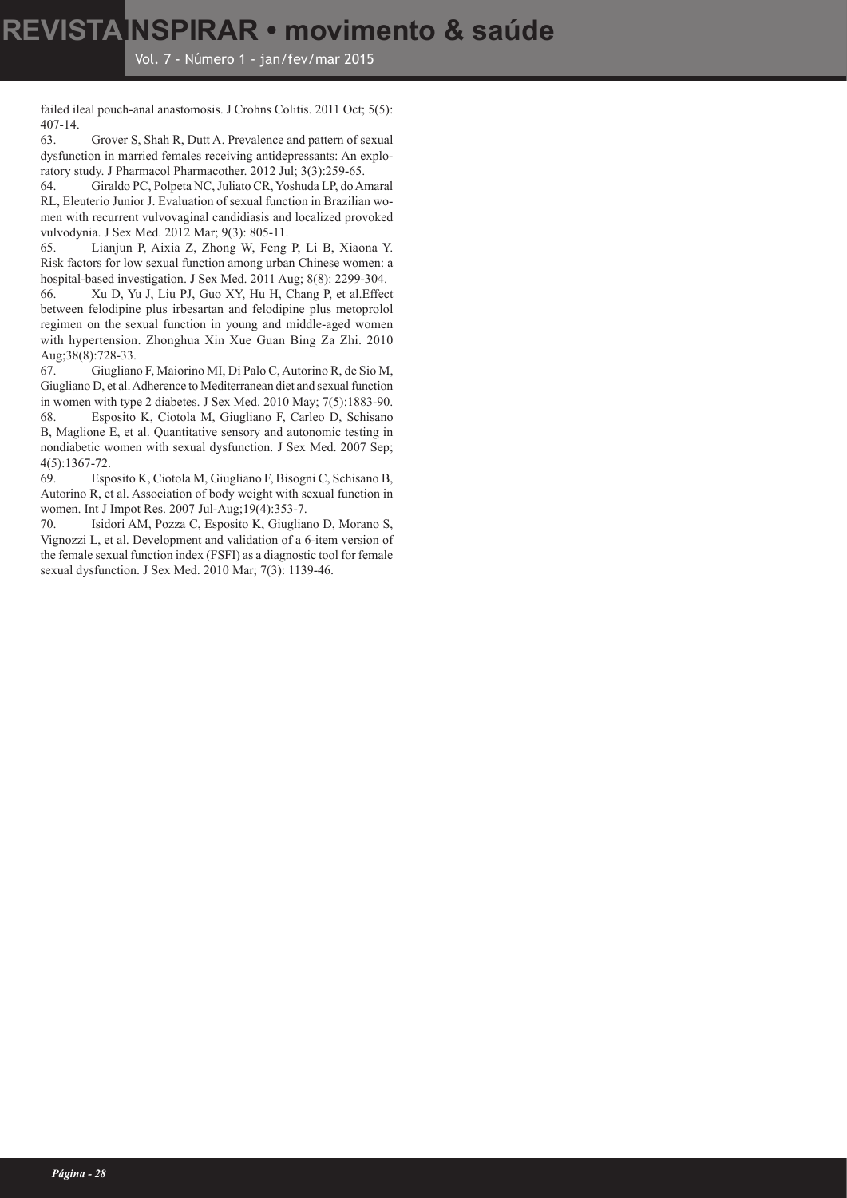failed ileal pouch-anal anastomosis. J Crohns Colitis. 2011 Oct; 5(5): 407-14.

63. Grover S, Shah R, Dutt A. Prevalence and pattern of sexual dysfunction in married females receiving antidepressants: An exploratory study. J Pharmacol Pharmacother. 2012 Jul; 3(3):259-65.

64. Giraldo PC, Polpeta NC, Juliato CR, Yoshuda LP, do Amaral RL, Eleuterio Junior J. Evaluation of sexual function in Brazilian women with recurrent vulvovaginal candidiasis and localized provoked vulvodynia. J Sex Med. 2012 Mar; 9(3): 805-11.

65. Lianjun P, Aixia Z, Zhong W, Feng P, Li B, Xiaona Y. Risk factors for low sexual function among urban Chinese women: a hospital-based investigation. J Sex Med. 2011 Aug; 8(8): 2299-304.

66. Xu D, Yu J, Liu PJ, Guo XY, Hu H, Chang P, et al.Effect between felodipine plus irbesartan and felodipine plus metoprolol regimen on the sexual function in young and middle-aged women with hypertension. Zhonghua Xin Xue Guan Bing Za Zhi. 2010 Aug;38(8):728-33.

67. Giugliano F, Maiorino MI, Di Palo C, Autorino R, de Sio M, Giugliano D, et al. Adherence to Mediterranean diet and sexual function in women with type 2 diabetes. J Sex Med. 2010 May; 7(5):1883-90.

68. Esposito K, Ciotola M, Giugliano F, Carleo D, Schisano B, Maglione E, et al. Quantitative sensory and autonomic testing in nondiabetic women with sexual dysfunction. J Sex Med. 2007 Sep; 4(5):1367-72.

69. Esposito K, Ciotola M, Giugliano F, Bisogni C, Schisano B, Autorino R, et al. Association of body weight with sexual function in women. Int J Impot Res. 2007 Jul-Aug;19(4):353-7.

70. Isidori AM, Pozza C, Esposito K, Giugliano D, Morano S, Vignozzi L, et al. Development and validation of a 6-item version of the female sexual function index (FSFI) as a diagnostic tool for female sexual dysfunction. J Sex Med. 2010 Mar; 7(3): 1139-46.